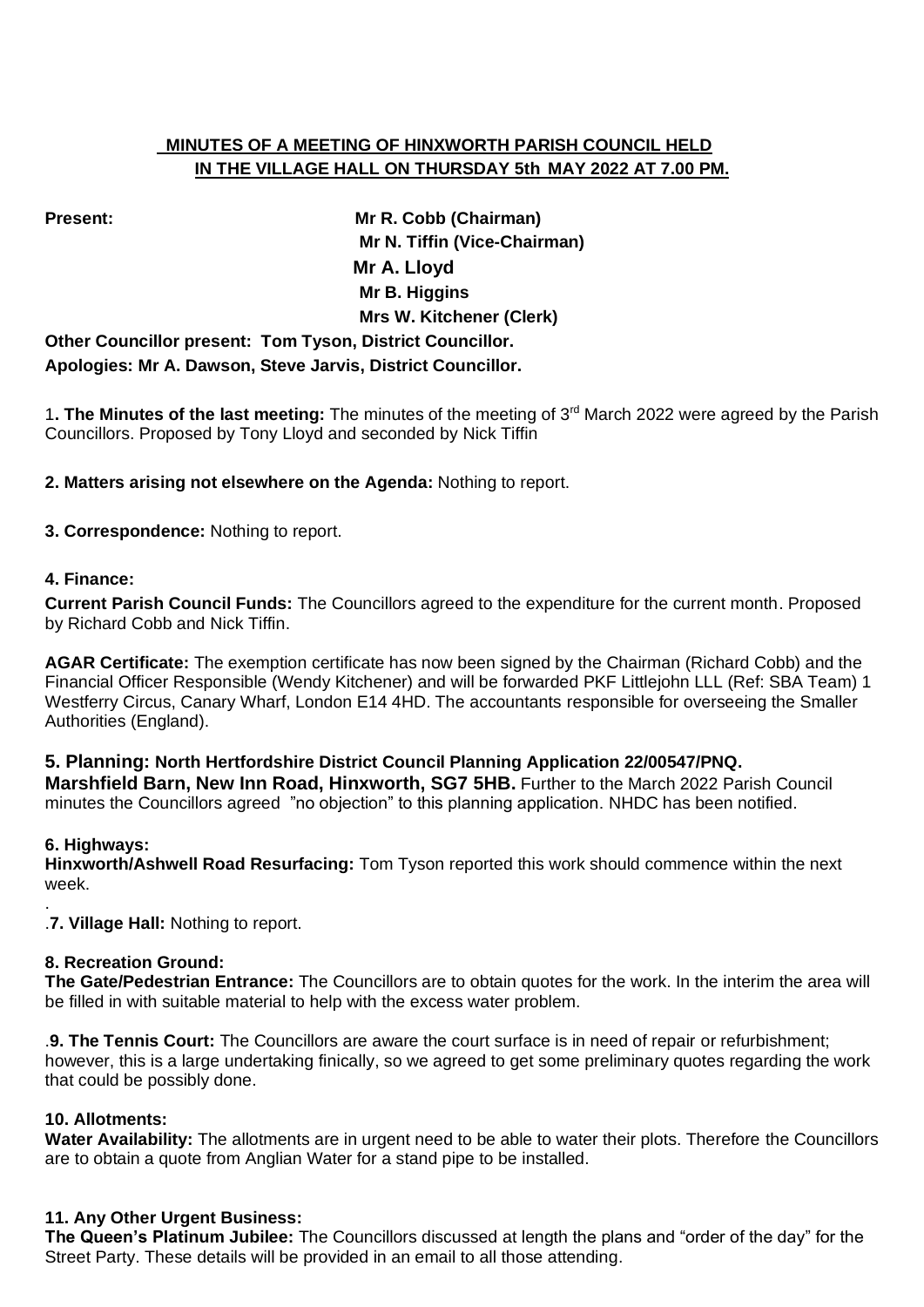**MINUTES OF A MEETING OF HINXWORTH PARISH COUNCIL HELD IN THE VILLAGE HALL ON THURSDAY 5th MAY 2022 AT 7.00 PM.**

**Present:**

- **Mr R. Cobb (Chairman)**
- **Mr N. Tiffin (Vice-Chairman)**
- **Mr A. Lloyd**
- **Mr B. Higgins**
- **Mrs W. Kitchener (Clerk)**

**Other Councillor present: Tom Tyson, District Councillor.**

**Apologies: Mr A. Dawson, Steve Jarvis, District Councillor.**

1**. The Minutes of the last meeting:** The minutes of the meeting of 3rd March 2022 were agreed by the Parish Councillors. Proposed by Tony Lloyd and seconded by Nick Tiffin

**2. Matters arising not elsewhere on the Agenda:** Nothing to report.

**3. Correspondence:** Nothing to report.

**4. Finance:**

**Current Parish Council Funds:** The Councillors agreed to the expenditure for the current month. Proposed by Richard Cobb and Nick Tiffin.

**AGAR Certificate:** The exemption certificate has now been signed by the Chairman (Richard Cobb) and the Financial Officer Responsible (Wendy Kitchener) and will be forwarded PKF Littlejohn LLL (Ref: SBA Team) 1 Westferry Circus, Canary Wharf, London E14 4HD. The accountants responsible for overseeing the Smaller Authorities (England).

**5. Planning: North Hertfordshire District Council Planning Application 22/00547/PNQ. Marshfield Barn, New Inn Road, Hinxworth, SG7 5HB.** Further to the March 2022 Parish Council minutes the Councillors agreed "no objection" to this planning application. NHDC has been notified.

**6. Highways:**

**Hinxworth/Ashwell Road Resurfacing:** Tom Tyson reported this work should commence within the next week.

.

.**7. Village Hall:** Nothing to report.

**8. Recreation Ground:**

**The Gate/Pedestrian Entrance:** The Councillors are to obtain quotes for the work. In the interim the area will be filled in with suitable material to help with the excess water problem.

.**9. The Tennis Court:** The Councillors are aware the court surface is in need of repair or refurbishment; however, this is a large undertaking finically, so we agreed to get some preliminary quotes regarding the work that could be possibly done.

**10. Allotments:**

**Water Availability:** The allotments are in urgent need to be able to water their plots. Therefore the Councillors are to obtain a quote from Anglian Water for a stand pipe to be installed.

**11. Any Other Urgent Business:**

**The Queen's Platinum Jubilee:** The Councillors discussed at length the plans and "order of the day" for the Street Party. These details will be provided in an email to all those attending.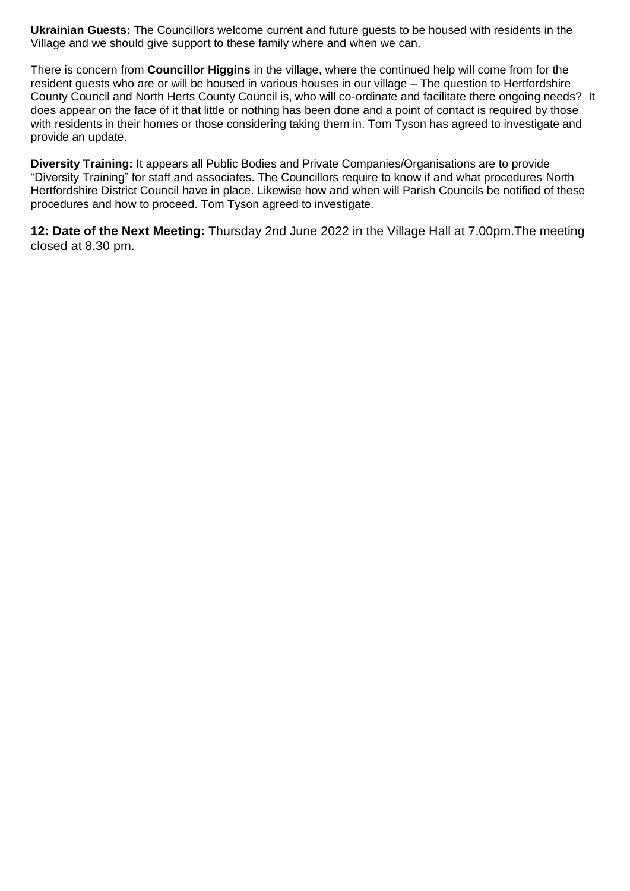**Ukrainian Guests:** The Councillors welcome current and future guests to be housed with residents in the Village and we should give support to these family where and when we can.

There is concern from **Councillor Higgins** in the village, where the continued help will come from for the resident guests who are or will be housed in various houses in our village – The question to Hertfordshire County Council and North Herts County Council is, who will co-ordinate and facilitate there ongoing needs? It does appear on the face of it that little or nothing has been done and a point of contact is required by those with residents in their homes or those considering taking them in. Tom Tyson has agreed to investigate and provide an update.

**Diversity Training:** It appears all Public Bodies and Private Companies/Organisations are to provide "Diversity Training" for staff and associates. The Councillors require to know if and what procedures North Hertfordshire District Council have in place. Likewise how and when will Parish Councils be notified of these procedures and how to proceed. Tom Tyson agreed to investigate.

**12: Date of the Next Meeting:** Thursday 2nd June 2022 in the Village Hall at 7.00pm.The meeting closed at 8.30 pm.